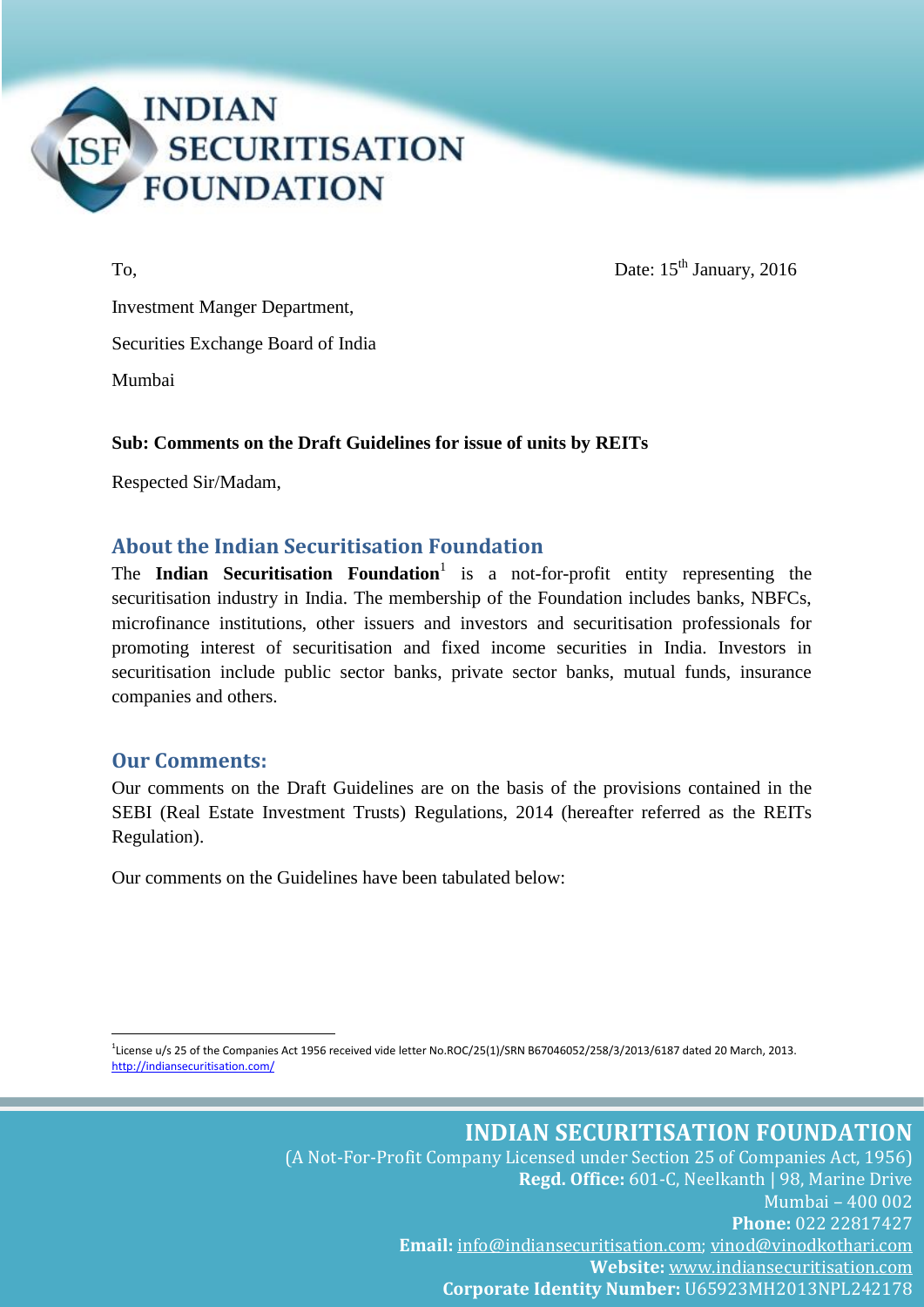**INDIAN SECURITISATION FOUNDATION**

To,

Date: 15th January, 2016

Investment Manger Department,

Securities Exchange Board of India

Mumbai

**Sub: Comments on the Draft Guidelines for issue of units by REITs**

Respected Sir/Madam,

## About the Indian Securitisation Foundation

The **Indian Securitisation Foundation**[1] is a not-for-profit entity representing the securitisation industry in India. The membership of the Foundation includes banks, NBFCs, microfinance institutions, other issuers and investors and securitisation professionals for promoting interest of securitisation and fixed income securities in India. Investors in securitisation include public sector banks, private sector banks, mutual funds, insurance companies and others.

## Our Comments:

Our comments on the Draft Guidelines are on the basis of the provisions contained in the SEBI (Real Estate Investment Trusts) Regulations, 2014 (hereafter referred as the REITs Regulation).

Our comments on the Guidelines have been tabulated below:

---

[1] License u/s 25 of the Companies Act 1956 received vide letter No.ROC/25(1)/SRN B67046052/258/3/2013/6187 dated 20 March, 2013. http://indiansecuritisation.com/

**INDIAN SECURITISATION FOUNDATION**
(A Not-For-Profit Company Licensed under Section 25 of Companies Act, 1956)
**Regd. Office:** 601-C, Neelkanth | 98, Marine Drive
Mumbai – 400 002
**Phone:** 022 22817427
**Email:** info@indiansecuritisation.com; vinod@vinodkothari.com
**Website:** www.indiansecuritisation.com
**Corporate Identity Number:** U65923MH2013NPL242178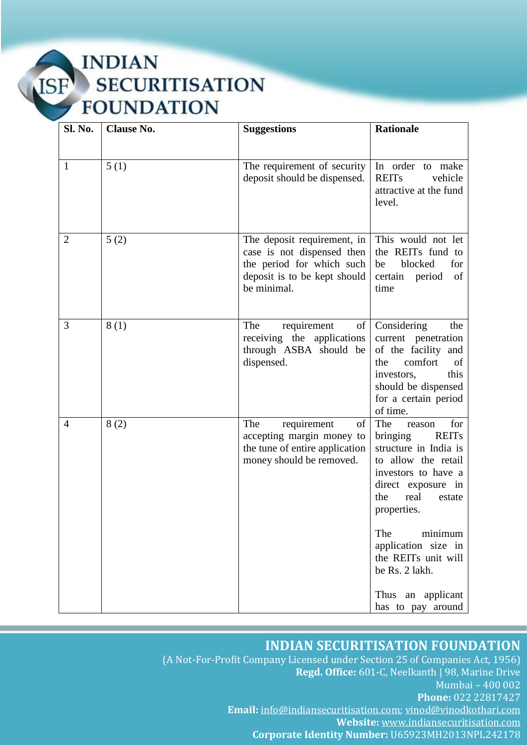| Sl. No. | Clause No. | Suggestions | Rationale |
|---|---|---|---|
| 1 | 5 (1) | The requirement of security deposit should be dispensed. | In order to make REITs vehicle attractive at the fund level. |
| 2 | 5 (2) | The deposit requirement, in case is not dispensed then the period for which such deposit is to be kept should be minimal. | This would not let the REITs fund to be blocked for certain period of time |
| 3 | 8 (1) | The requirement of receiving the applications through ASBA should be dispensed. | Considering the current penetration of the facility and the comfort of investors, this should be dispensed for a certain period of time. |
| 4 | 8 (2) | The requirement of accepting margin money to the tune of entire application money should be removed. | The reason for bringing REITs structure in India is to allow the retail investors to have a direct exposure in the real estate properties.<br><br>The minimum application size in the REITs unit will be Rs. 2 lakh.<br><br>Thus an applicant has to pay around |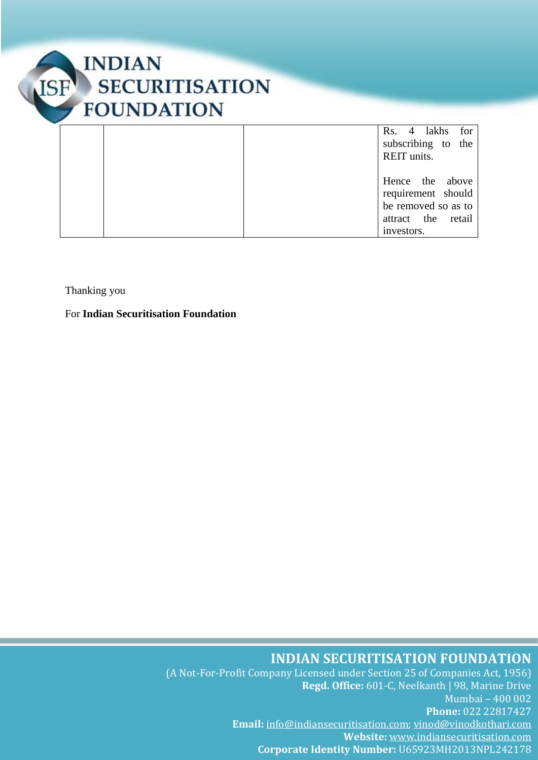| | | | |
|---|---|---|---|
| | | | Rs. 4 lakhs for subscribing to the REIT units.<br><br>Hence the above requirement should be removed so as to attract the retail investors. |

Thanking you

For **Indian Securitisation Foundation**